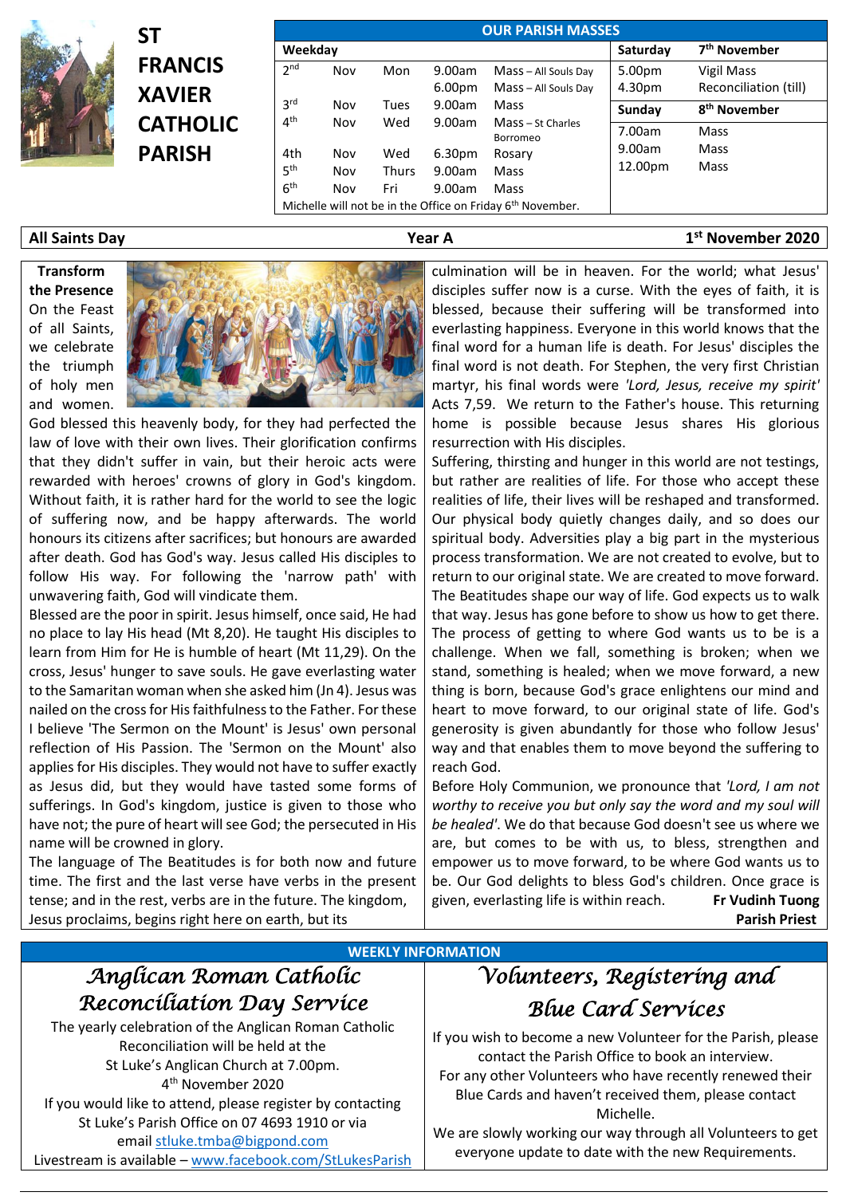# ST FRANCIS XAVIER CATHOLIC PARISH

## OUR PARISH MASSES

| Weekday | | | | |
|---|---|---|---|---|
| 2nd | Nov | Mon | 9.00am | Mass – All Souls Day |
| | | | 6.00pm | Mass – All Souls Day |
| 3rd | Nov | Tues | 9.00am | Mass |
| 4th | Nov | Wed | 9.00am | Mass – St Charles Borromeo |
| 4th | Nov | Wed | 6.30pm | Rosary |
| 5th | Nov | Thurs | 9.00am | Mass |
| 6th | Nov | Fri | 9.00am | Mass |

Michelle will not be in the Office on Friday 6th November.

| Saturday | 7th November |
|---|---|
| 5.00pm | Vigil Mass |
| 4.30pm | Reconciliation (till) |
| **Sunday** | **8th November** |
| 7.00am | Mass |
| 9.00am | Mass |
| 12.00pm | Mass |

**All Saints Day** — **Year A** — **1st November 2020**

### Transform the Presence

On the Feast of all Saints, we celebrate the triumph of holy men and women. God blessed this heavenly body, for they had perfected the law of love with their own lives. Their glorification confirms that they didn't suffer in vain, but their heroic acts were rewarded with heroes' crowns of glory in God's kingdom. Without faith, it is rather hard for the world to see the logic of suffering now, and be happy afterwards. The world honours its citizens after sacrifices; but honours are awarded after death. God has God's way. Jesus called His disciples to follow His way. For following the 'narrow path' with unwavering faith, God will vindicate them.

Blessed are the poor in spirit. Jesus himself, once said, He had no place to lay His head (Mt 8,20). He taught His disciples to learn from Him for He is humble of heart (Mt 11,29). On the cross, Jesus' hunger to save souls. He gave everlasting water to the Samaritan woman when she asked him (Jn 4). Jesus was nailed on the cross for His faithfulness to the Father. For these I believe 'The Sermon on the Mount' is Jesus' own personal reflection of His Passion. The 'Sermon on the Mount' also applies for His disciples. They would not have to suffer exactly as Jesus did, but they would have tasted some forms of sufferings. In God's kingdom, justice is given to those who have not; the pure of heart will see God; the persecuted in His name will be crowned in glory.

The language of The Beatitudes is for both now and future time. The first and the last verse have verbs in the present tense; and in the rest, verbs are in the future. The kingdom, Jesus proclaims, begins right here on earth, but its culmination will be in heaven. For the world; what Jesus' disciples suffer now is a curse. With the eyes of faith, it is blessed, because their suffering will be transformed into everlasting happiness. Everyone in this world knows that the final word for a human life is death. For Jesus' disciples the final word is not death. For Stephen, the very first Christian martyr, his final words were *'Lord, Jesus, receive my spirit'* Acts 7,59. We return to the Father's house. This returning home is possible because Jesus shares His glorious resurrection with His disciples.

Suffering, thirsting and hunger in this world are not testings, but rather are realities of life. For those who accept these realities of life, their lives will be reshaped and transformed. Our physical body quietly changes daily, and so does our spiritual body. Adversities play a big part in the mysterious process transformation. We are not created to evolve, but to return to our original state. We are created to move forward. The Beatitudes shape our way of life. God expects us to walk that way. Jesus has gone before to show us how to get there. The process of getting to where God wants us to be is a challenge. When we fall, something is broken; when we stand, something is healed; when we move forward, a new thing is born, because God's grace enlightens our mind and heart to move forward, to our original state of life. God's generosity is given abundantly for those who follow Jesus' way and that enables them to move beyond the suffering to reach God.

Before Holy Communion, we pronounce that *'Lord, I am not worthy to receive you but only say the word and my soul will be healed'*. We do that because God doesn't see us where we are, but comes to be with us, to bless, strengthen and empower us to move forward, to be where God wants us to be. Our God delights to bless God's children. Once grace is given, everlasting life is within reach.

**Fr Vudinh Tuong**
**Parish Priest**

## WEEKLY INFORMATION

### Anglican Roman Catholic Reconciliation Day Service

The yearly celebration of the Anglican Roman Catholic Reconciliation will be held at the St Luke's Anglican Church at 7.00pm.
4th November 2020
If you would like to attend, please register by contacting St Luke's Parish Office on 07 4693 1910 or via email stluke.tmba@bigpond.com
Livestream is available – www.facebook.com/StLukesParish

### Volunteers, Registering and Blue Card Services

If you wish to become a new Volunteer for the Parish, please contact the Parish Office to book an interview.
For any other Volunteers who have recently renewed their Blue Cards and haven't received them, please contact Michelle.
We are slowly working our way through all Volunteers to get everyone update to date with the new Requirements.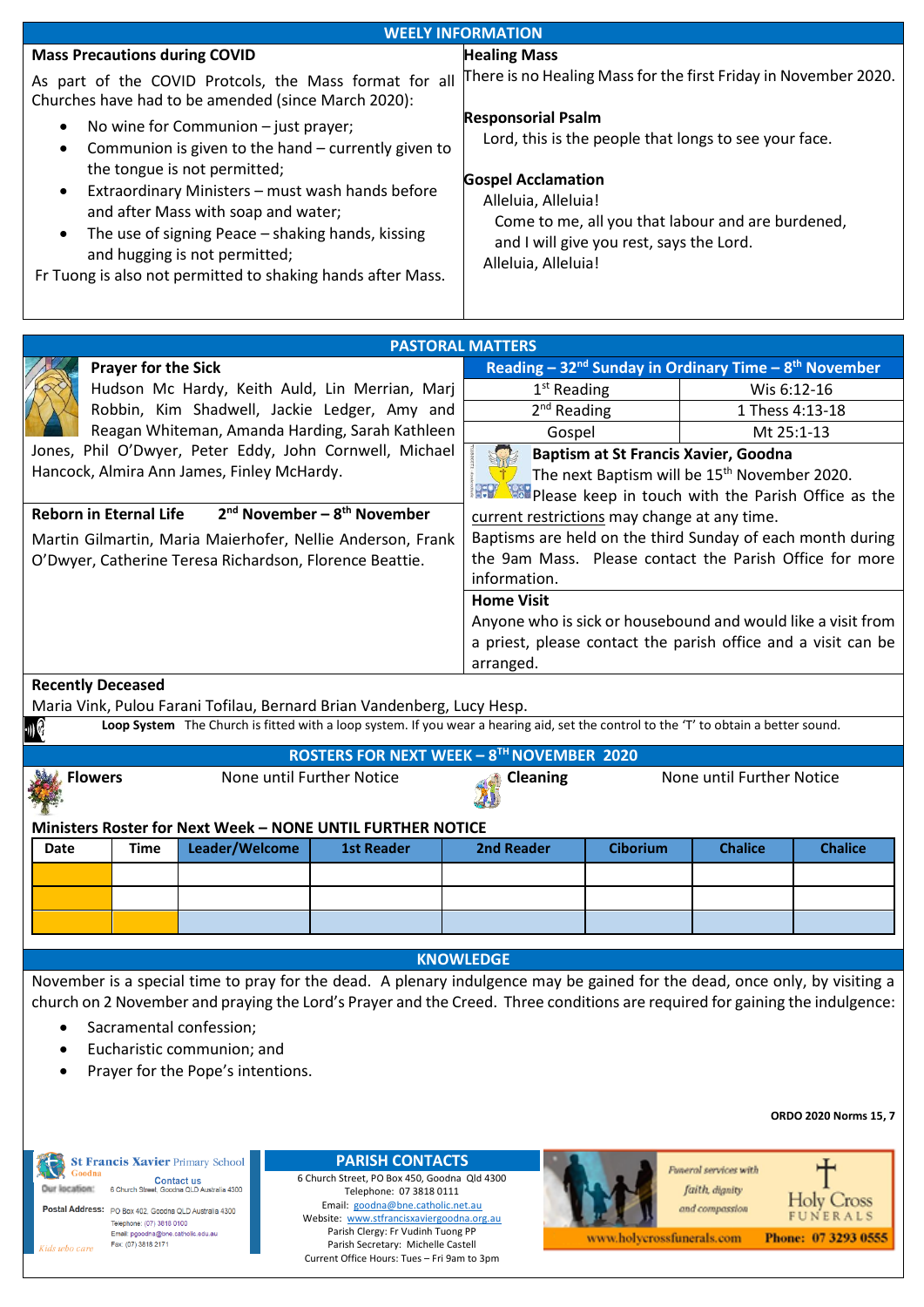## WEELY INFORMATION

### Mass Precautions during COVID

As part of the COVID Protcols, the Mass format for all Churches have had to be amended (since March 2020):

- No wine for Communion – just prayer;
- Communion is given to the hand – currently given to the tongue is not permitted;
- Extraordinary Ministers – must wash hands before and after Mass with soap and water;
- The use of signing Peace – shaking hands, kissing and hugging is not permitted;

Fr Tuong is also not permitted to shaking hands after Mass.

### Healing Mass

There is no Healing Mass for the first Friday in November 2020.

### Responsorial Psalm

Lord, this is the people that longs to see your face.

### Gospel Acclamation

Alleluia, Alleluia!
Come to me, all you that labour and are burdened, and I will give you rest, says the Lord.
Alleluia, Alleluia!

## PASTORAL MATTERS

### Prayer for the Sick

Hudson Mc Hardy, Keith Auld, Lin Merrian, Marj Robbin, Kim Shadwell, Jackie Ledger, Amy and Reagan Whiteman, Amanda Harding, Sarah Kathleen Jones, Phil O'Dwyer, Peter Eddy, John Cornwell, Michael Hancock, Almira Ann James, Finley McHardy.

### Reborn in Eternal Life 2nd November – 8th November

Martin Gilmartin, Maria Maierhofer, Nellie Anderson, Frank O'Dwyer, Catherine Teresa Richardson, Florence Beattie.

| Reading – 32nd Sunday in Ordinary Time – 8th November | |
|---|---|
| 1st Reading | Wis 6:12-16 |
| 2nd Reading | 1 Thess 4:13-18 |
| Gospel | Mt 25:1-13 |

### Baptism at St Francis Xavier, Goodna

The next Baptism will be 15th November 2020. Please keep in touch with the Parish Office as the current restrictions may change at any time.

Baptisms are held on the third Sunday of each month during the 9am Mass. Please contact the Parish Office for more information.

### Home Visit

Anyone who is sick or housebound and would like a visit from a priest, please contact the parish office and a visit can be arranged.

### Recently Deceased

Maria Vink, Pulou Farani Tofilau, Bernard Brian Vandenberg, Lucy Hesp.

**Loop System** The Church is fitted with a loop system. If you wear a hearing aid, set the control to the 'T' to obtain a better sound.

## ROSTERS FOR NEXT WEEK – 8TH NOVEMBER 2020

**Flowers** None until Further Notice

**Cleaning** None until Further Notice

### Ministers Roster for Next Week – NONE UNTIL FURTHER NOTICE

| Date | Time | Leader/Welcome | 1st Reader | 2nd Reader | Ciborium | Chalice | Chalice |
|---|---|---|---|---|---|---|---|
| | | | | | | | |
| | | | | | | | |
| | | | | | | | |

## KNOWLEDGE

November is a special time to pray for the dead. A plenary indulgence may be gained for the dead, once only, by visiting a church on 2 November and praying the Lord's Prayer and the Creed. Three conditions are required for gaining the indulgence:

- Sacramental confession;
- Eucharistic communion; and
- Prayer for the Pope's intentions.

**ORDO 2020 Norms 15, 7**

**St Francis Xavier Primary School** Goodna
Contact us
Our location: 6 Church Street, Goodna QLD Australia 4300
Postal Address: PO Box 402, Goodna QLD Australia 4300
Telephone: (07) 3818 0100
Email: pgoodna@bne.catholic.edu.au
Fax: (07) 3818 2171
Kids who care

## PARISH CONTACTS

6 Church Street, PO Box 450, Goodna Qld 4300
Telephone: 07 3818 0111
Email: goodna@bne.catholic.net.au
Website: www.stfrancisxaviergoodna.org.au
Parish Clergy: Fr Vudinh Tuong PP
Parish Secretary: Michelle Castell
Current Office Hours: Tues – Fri 9am to 3pm

Funeral services with faith, dignity and compassion
Holy Cross FUNERALS
www.holycrossfunerals.com Phone: 07 3293 0555